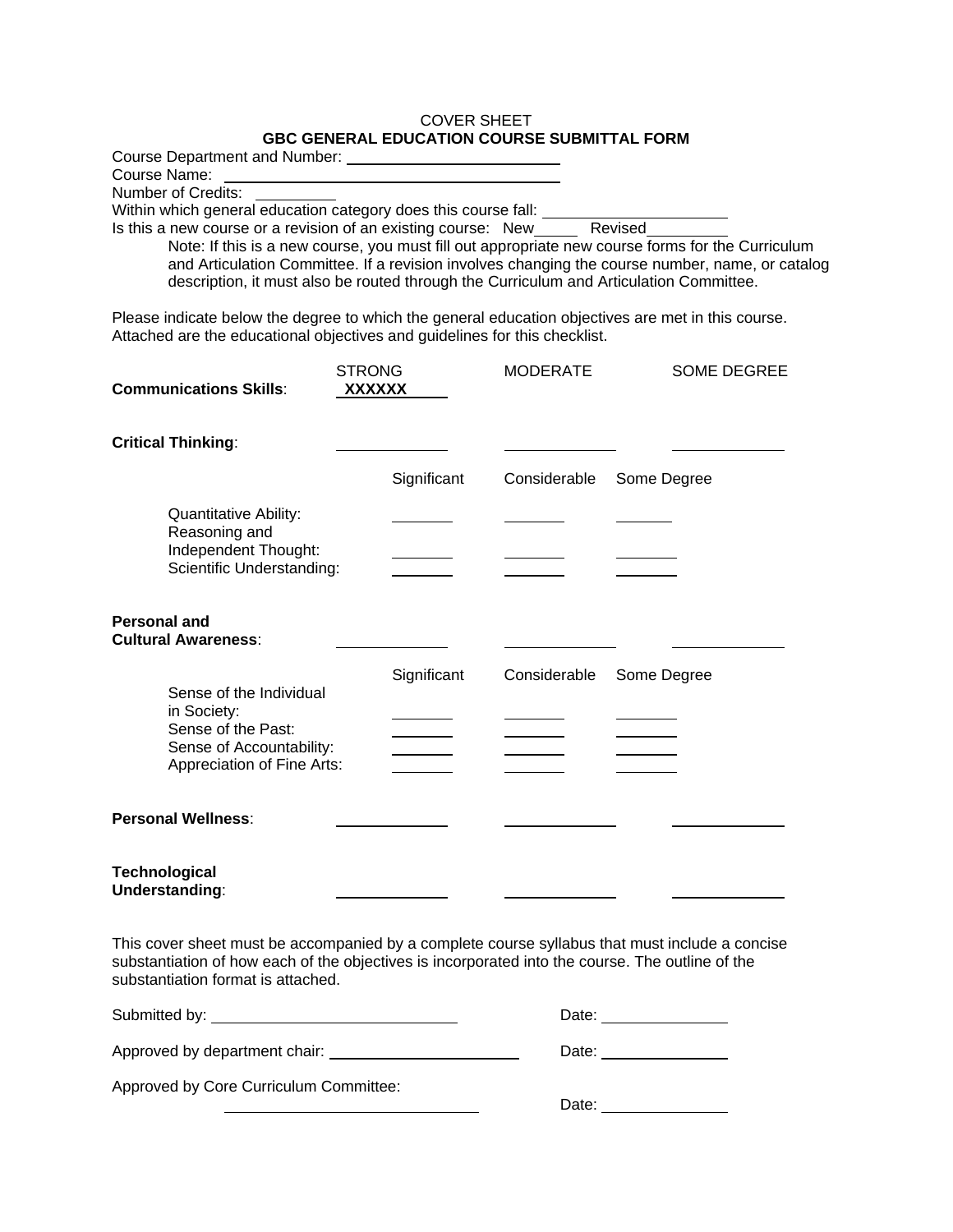COVER SHEET

**GBC GENERAL EDUCATION COURSE SUBMITTAL FORM**

Course Department and Number: ______________________________

Course Name: ______________________________

Number of Credits: __________

Within which general education category does this course fall: ______________________

Is this a new course or a revision of an existing course: New_____ Revised__________

Note: If this is a new course, you must fill out appropriate new course forms for the Curriculum and Articulation Committee. If a revision involves changing the course number, name, or catalog description, it must also be routed through the Curriculum and Articulation Committee.

Please indicate below the degree to which the general education objectives are met in this course. Attached are the educational objectives and guidelines for this checklist.

| | STRONG | MODERATE | SOME DEGREE |
|---|---|---|---|
| **Communications Skills**: | **XXXXXX** | | |
| **Critical Thinking**: | | | |

| | Significant | Considerable | Some Degree |
|---|---|---|---|
| Quantitative Ability: | | | |
| Reasoning and Independent Thought: | | | |
| Scientific Understanding: | | | |

| | | | |
|---|---|---|---|
| **Personal and Cultural Awareness**: | | | |

| | Significant | Considerable | Some Degree |
|---|---|---|---|
| Sense of the Individual in Society: | | | |
| Sense of the Past: | | | |
| Sense of Accountability: | | | |
| Appreciation of Fine Arts: | | | |

| | | | |
|---|---|---|---|
| **Personal Wellness**: | | | |
| **Technological Understanding**: | | | |

This cover sheet must be accompanied by a complete course syllabus that must include a concise substantiation of how each of the objectives is incorporated into the course. The outline of the substantiation format is attached.

Submitted by: ______________________________ Date: _______________

Approved by department chair: ________________________ Date: _______________

Approved by Core Curriculum Committee: ______________________________ Date: _______________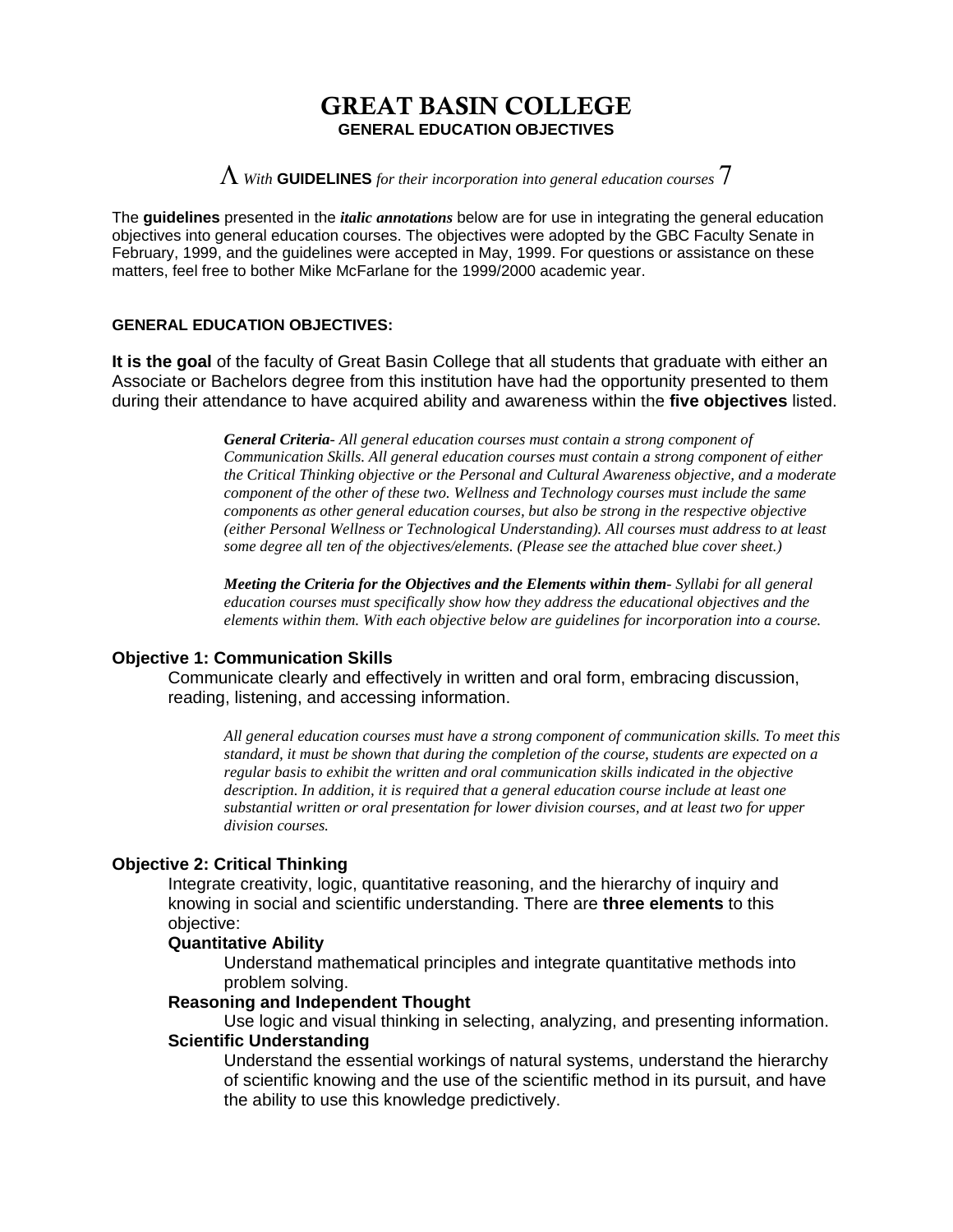# GREAT BASIN COLLEGE

**GENERAL EDUCATION OBJECTIVES**

Λ *With* **GUIDELINES** *for their incorporation into general education courses* 7

The **guidelines** presented in the ***italic annotations*** below are for use in integrating the general education objectives into general education courses. The objectives were adopted by the GBC Faculty Senate in February, 1999, and the guidelines were accepted in May, 1999. For questions or assistance on these matters, feel free to bother Mike McFarlane for the 1999/2000 academic year.

**GENERAL EDUCATION OBJECTIVES:**

**It is the goal** of the faculty of Great Basin College that all students that graduate with either an Associate or Bachelors degree from this institution have had the opportunity presented to them during their attendance to have acquired ability and awareness within the **five objectives** listed.

> ***General Criteria****- All general education courses must contain a strong component of Communication Skills. All general education courses must contain a strong component of either the Critical Thinking objective or the Personal and Cultural Awareness objective, and a moderate component of the other of these two. Wellness and Technology courses must include the same components as other general education courses, but also be strong in the respective objective (either Personal Wellness or Technological Understanding). All courses must address to at least some degree all ten of the objectives/elements. (Please see the attached blue cover sheet.)*

> ***Meeting the Criteria for the Objectives and the Elements within them****- Syllabi for all general education courses must specifically show how they address the educational objectives and the elements within them. With each objective below are guidelines for incorporation into a course.*

### Objective 1: Communication Skills

Communicate clearly and effectively in written and oral form, embracing discussion, reading, listening, and accessing information.

> *All general education courses must have a strong component of communication skills. To meet this standard, it must be shown that during the completion of the course, students are expected on a regular basis to exhibit the written and oral communication skills indicated in the objective description. In addition, it is required that a general education course include at least one substantial written or oral presentation for lower division courses, and at least two for upper division courses.*

### Objective 2: Critical Thinking

Integrate creativity, logic, quantitative reasoning, and the hierarchy of inquiry and knowing in social and scientific understanding. There are **three elements** to this objective:

**Quantitative Ability**

Understand mathematical principles and integrate quantitative methods into problem solving.

**Reasoning and Independent Thought**

Use logic and visual thinking in selecting, analyzing, and presenting information.

**Scientific Understanding**

Understand the essential workings of natural systems, understand the hierarchy of scientific knowing and the use of the scientific method in its pursuit, and have the ability to use this knowledge predictively.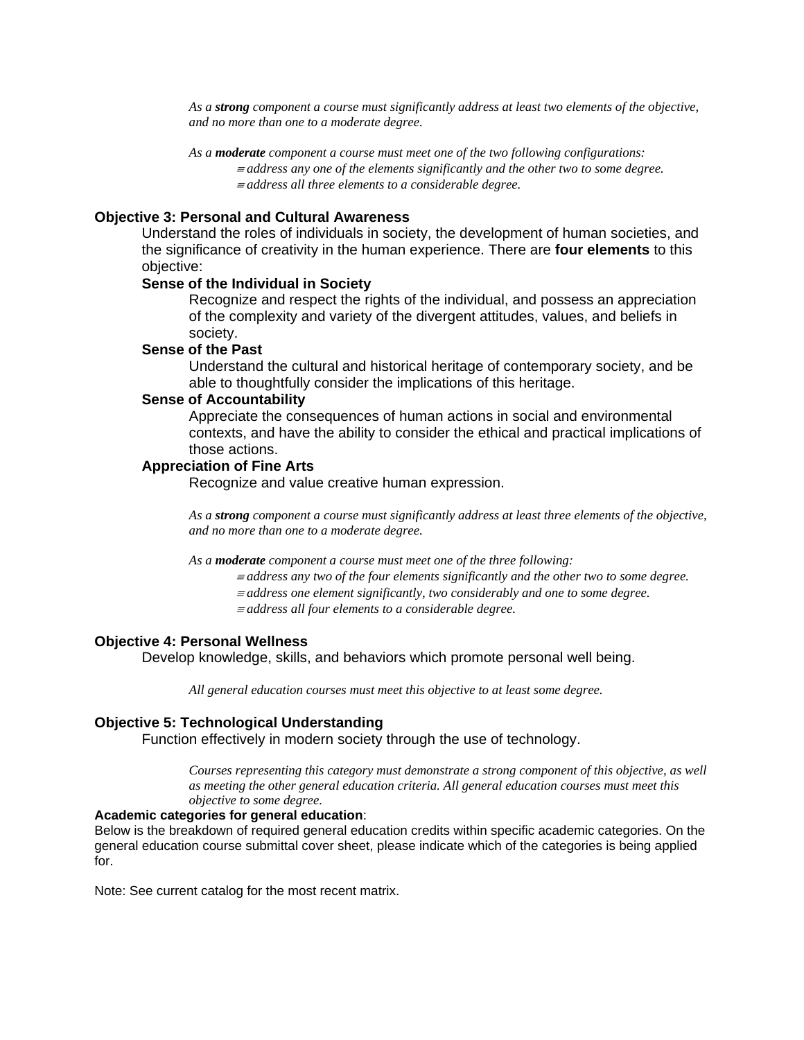*As a **strong** component a course must significantly address at least two elements of the objective, and no more than one to a moderate degree.*

*As a **moderate** component a course must meet one of the two following configurations:*

- *address any one of the elements significantly and the other two to some degree.*
- *address all three elements to a considerable degree.*

### Objective 3: Personal and Cultural Awareness

Understand the roles of individuals in society, the development of human societies, and the significance of creativity in the human experience. There are **four elements** to this objective:

**Sense of the Individual in Society**

Recognize and respect the rights of the individual, and possess an appreciation of the complexity and variety of the divergent attitudes, values, and beliefs in society.

**Sense of the Past**

Understand the cultural and historical heritage of contemporary society, and be able to thoughtfully consider the implications of this heritage.

**Sense of Accountability**

Appreciate the consequences of human actions in social and environmental contexts, and have the ability to consider the ethical and practical implications of those actions.

**Appreciation of Fine Arts**

Recognize and value creative human expression.

*As a **strong** component a course must significantly address at least three elements of the objective, and no more than one to a moderate degree.*

*As a **moderate** component a course must meet one of the three following:*

- *address any two of the four elements significantly and the other two to some degree.*
- *address one element significantly, two considerably and one to some degree.*
- *address all four elements to a considerable degree.*

### Objective 4: Personal Wellness

Develop knowledge, skills, and behaviors which promote personal well being.

*All general education courses must meet this objective to at least some degree.*

### Objective 5: Technological Understanding

Function effectively in modern society through the use of technology.

*Courses representing this category must demonstrate a strong component of this objective, as well as meeting the other general education criteria. All general education courses must meet this objective to some degree.*

**Academic categories for general education**:

Below is the breakdown of required general education credits within specific academic categories. On the general education course submittal cover sheet, please indicate which of the categories is being applied for.

Note: See current catalog for the most recent matrix.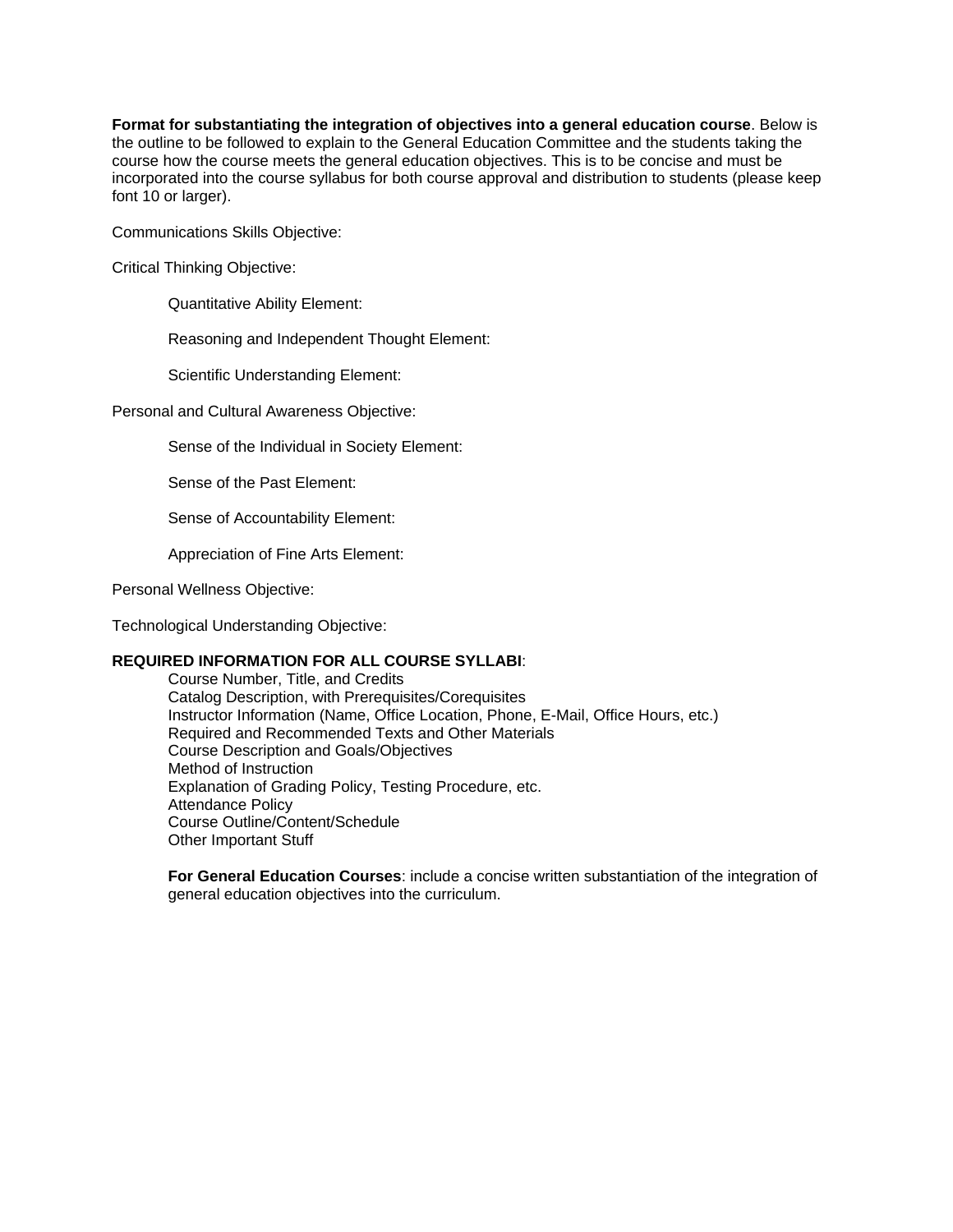**Format for substantiating the integration of objectives into a general education course**. Below is the outline to be followed to explain to the General Education Committee and the students taking the course how the course meets the general education objectives. This is to be concise and must be incorporated into the course syllabus for both course approval and distribution to students (please keep font 10 or larger).

Communications Skills Objective:

Critical Thinking Objective:

Quantitative Ability Element:

Reasoning and Independent Thought Element:

Scientific Understanding Element:

Personal and Cultural Awareness Objective:

Sense of the Individual in Society Element:

Sense of the Past Element:

Sense of Accountability Element:

Appreciation of Fine Arts Element:

Personal Wellness Objective:

Technological Understanding Objective:

**REQUIRED INFORMATION FOR ALL COURSE SYLLABI**:

Course Number, Title, and Credits
Catalog Description, with Prerequisites/Corequisites
Instructor Information (Name, Office Location, Phone, E-Mail, Office Hours, etc.)
Required and Recommended Texts and Other Materials
Course Description and Goals/Objectives
Method of Instruction
Explanation of Grading Policy, Testing Procedure, etc.
Attendance Policy
Course Outline/Content/Schedule
Other Important Stuff

**For General Education Courses**: include a concise written substantiation of the integration of general education objectives into the curriculum.